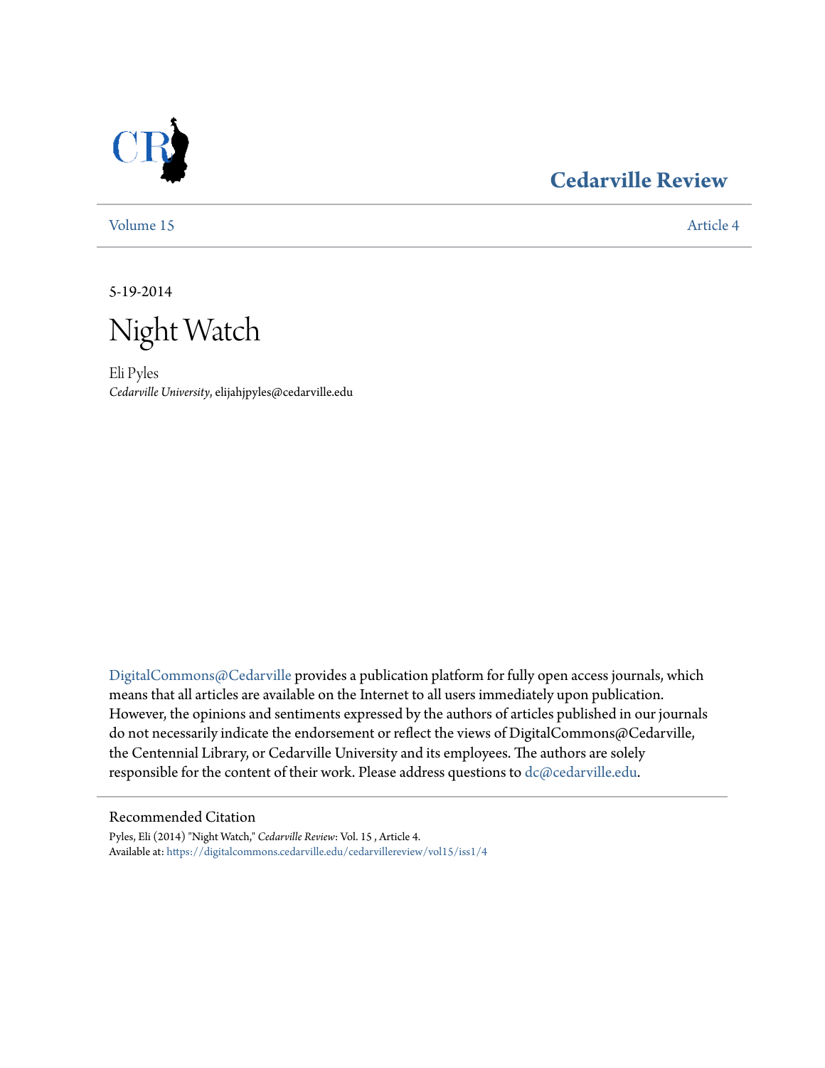# Cedarville Review

Volume 15 | Article 4

5-19-2014

# Night Watch

Eli Pyles
*Cedarville University*, elijahjpyles@cedarville.edu

DigitalCommons@Cedarville provides a publication platform for fully open access journals, which means that all articles are available on the Internet to all users immediately upon publication. However, the opinions and sentiments expressed by the authors of articles published in our journals do not necessarily indicate the endorsement or reflect the views of DigitalCommons@Cedarville, the Centennial Library, or Cedarville University and its employees. The authors are solely responsible for the content of their work. Please address questions to dc@cedarville.edu.

## Recommended Citation

Pyles, Eli (2014) "Night Watch," *Cedarville Review*: Vol. 15 , Article 4.
Available at: https://digitalcommons.cedarville.edu/cedarvillereview/vol15/iss1/4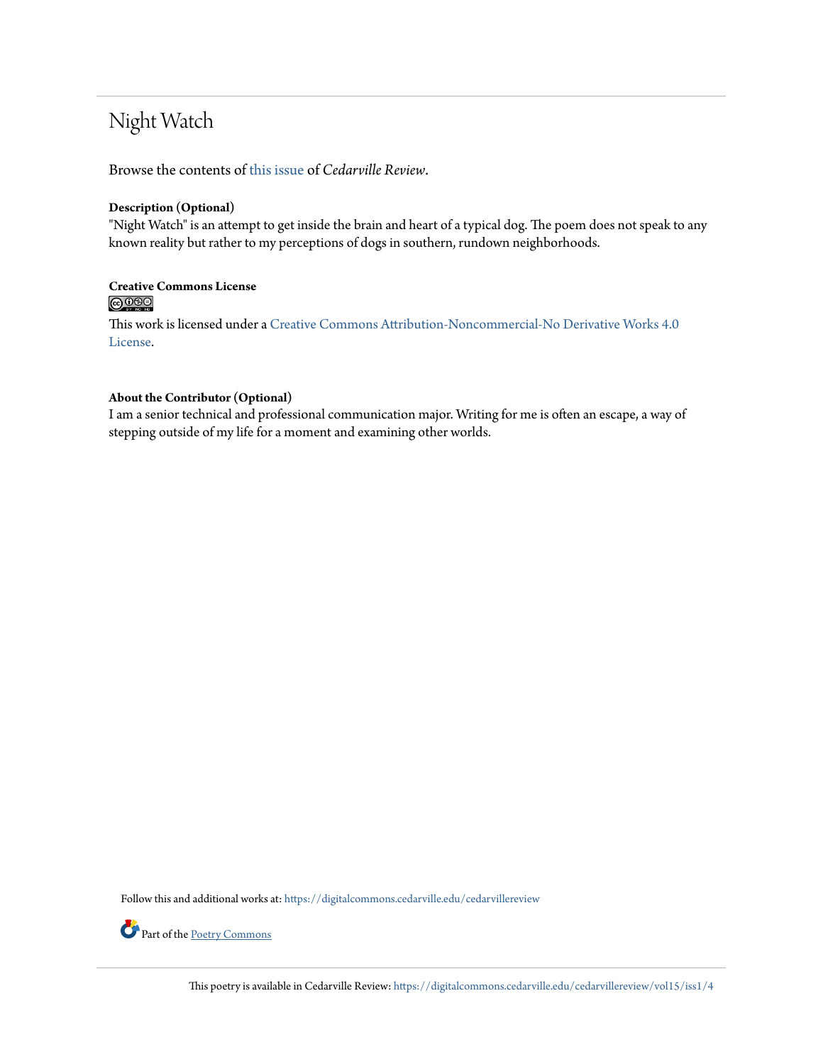# Night Watch

Browse the contents of this issue of *Cedarville Review*.

**Description (Optional)**

"Night Watch" is an attempt to get inside the brain and heart of a typical dog. The poem does not speak to any known reality but rather to my perceptions of dogs in southern, rundown neighborhoods.

**Creative Commons License**

This work is licensed under a Creative Commons Attribution-Noncommercial-No Derivative Works 4.0 License.

**About the Contributor (Optional)**

I am a senior technical and professional communication major. Writing for me is often an escape, a way of stepping outside of my life for a moment and examining other worlds.

Follow this and additional works at: https://digitalcommons.cedarville.edu/cedarvillereview

Part of the Poetry Commons

This poetry is available in Cedarville Review: https://digitalcommons.cedarville.edu/cedarvillereview/vol15/iss1/4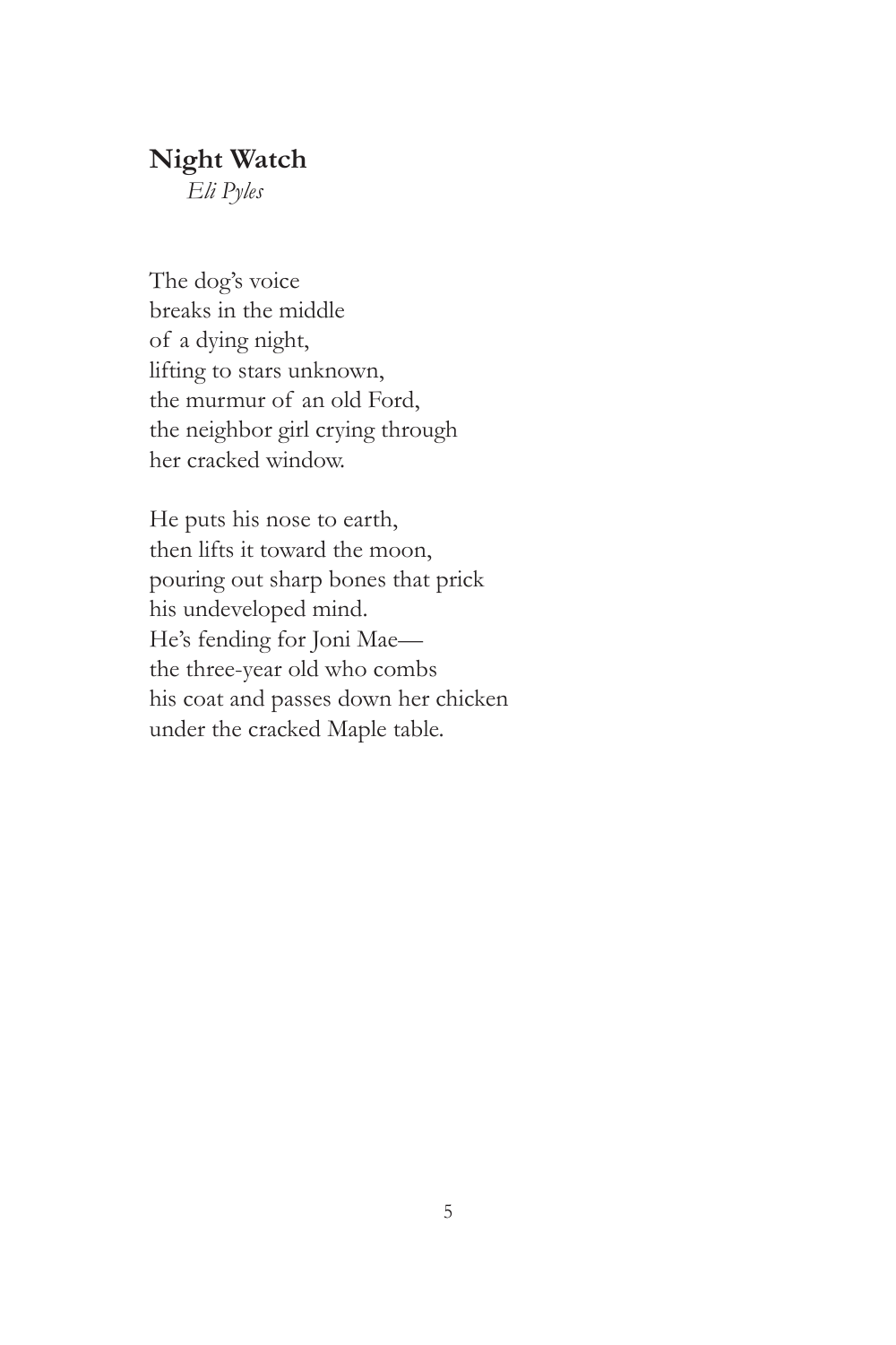## Night Watch

*Eli Pyles*

The dog's voice  
breaks in the middle  
of a dying night,  
lifting to stars unknown,  
the murmur of an old Ford,  
the neighbor girl crying through  
her cracked window.

He puts his nose to earth,  
then lifts it toward the moon,  
pouring out sharp bones that prick  
his undeveloped mind.  
He's fending for Joni Mae—  
the three-year old who combs  
his coat and passes down her chicken  
under the cracked Maple table.